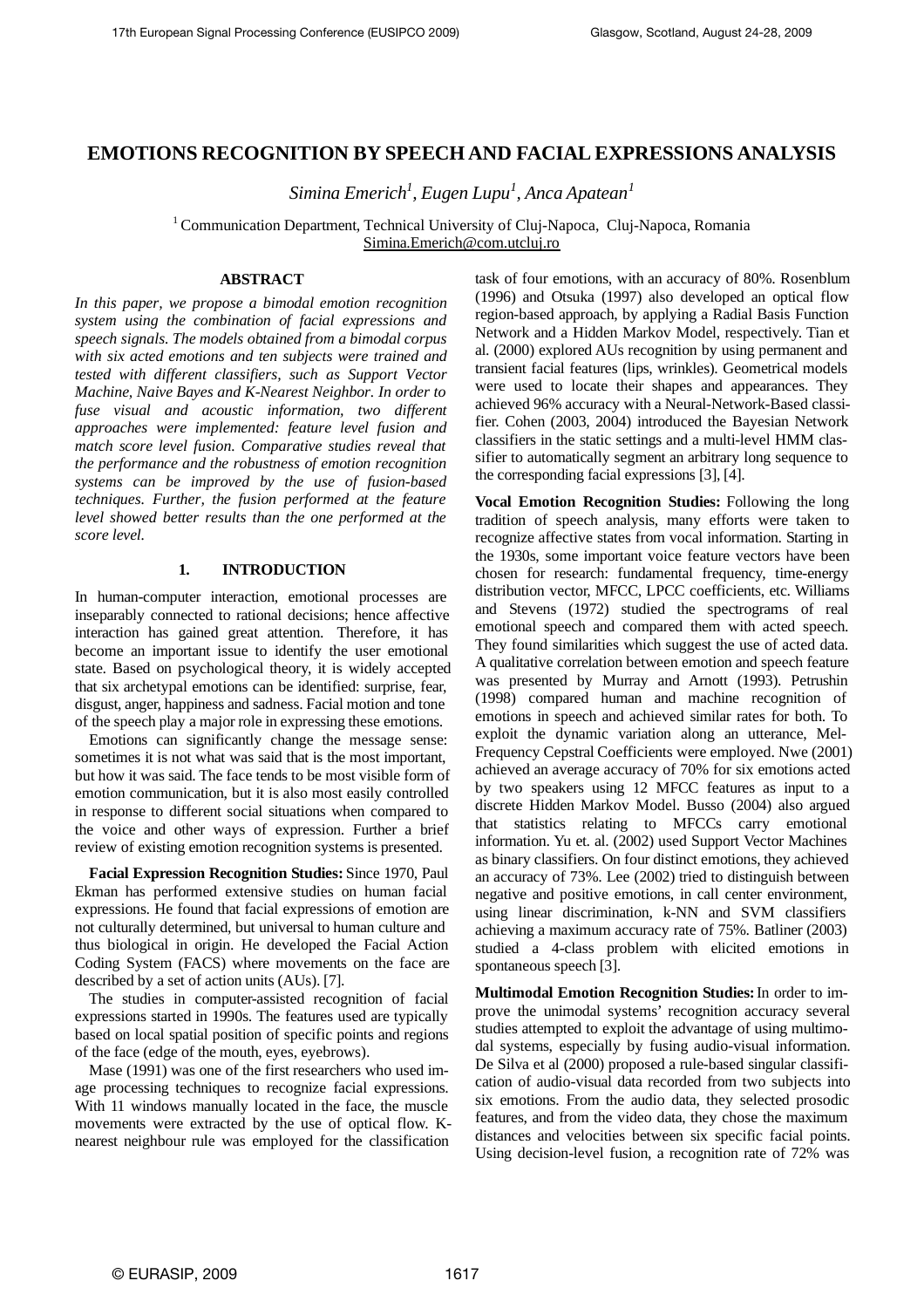# EMOTIONS RECOGNITION BY SPEECH AND FACIAL EXPRESSIONS ANALYSIS

*Simina Emerich[1], Eugen Lupu[1], Anca Apatean[1]*

[1] Communication Department, Technical University of Cluj-Napoca, Cluj-Napoca, Romania
Simina.Emerich@com.utcluj.ro

## ABSTRACT

*In this paper, we propose a bimodal emotion recognition system using the combination of facial expressions and speech signals. The models obtained from a bimodal corpus with six acted emotions and ten subjects were trained and tested with different classifiers, such as Support Vector Machine, Naive Bayes and K-Nearest Neighbor. In order to fuse visual and acoustic information, two different approaches were implemented: feature level fusion and match score level fusion. Comparative studies reveal that the performance and the robustness of emotion recognition systems can be improved by the use of fusion-based techniques. Further, the fusion performed at the feature level showed better results than the one performed at the score level.*

## 1. INTRODUCTION

In human-computer interaction, emotional processes are inseparably connected to rational decisions; hence affective interaction has gained great attention. Therefore, it has become an important issue to identify the user emotional state. Based on psychological theory, it is widely accepted that six archetypal emotions can be identified: surprise, fear, disgust, anger, happiness and sadness. Facial motion and tone of the speech play a major role in expressing these emotions.

Emotions can significantly change the message sense: sometimes it is not what was said that is the most important, but how it was said. The face tends to be most visible form of emotion communication, but it is also most easily controlled in response to different social situations when compared to the voice and other ways of expression. Further a brief review of existing emotion recognition systems is presented.

**Facial Expression Recognition Studies:** Since 1970, Paul Ekman has performed extensive studies on human facial expressions. He found that facial expressions of emotion are not culturally determined, but universal to human culture and thus biological in origin. He developed the Facial Action Coding System (FACS) where movements on the face are described by a set of action units (AUs). [7].

The studies in computer-assisted recognition of facial expressions started in 1990s. The features used are typically based on local spatial position of specific points and regions of the face (edge of the mouth, eyes, eyebrows).

Mase (1991) was one of the first researchers who used image processing techniques to recognize facial expressions. With 11 windows manually located in the face, the muscle movements were extracted by the use of optical flow. K-nearest neighbour rule was employed for the classification task of four emotions, with an accuracy of 80%. Rosenblum (1996) and Otsuka (1997) also developed an optical flow region-based approach, by applying a Radial Basis Function Network and a Hidden Markov Model, respectively. Tian et al. (2000) explored AUs recognition by using permanent and transient facial features (lips, wrinkles). Geometrical models were used to locate their shapes and appearances. They achieved 96% accuracy with a Neural-Network-Based classifier. Cohen (2003, 2004) introduced the Bayesian Network classifiers in the static settings and a multi-level HMM classifier to automatically segment an arbitrary long sequence to the corresponding facial expressions [3], [4].

**Vocal Emotion Recognition Studies:** Following the long tradition of speech analysis, many efforts were taken to recognize affective states from vocal information. Starting in the 1930s, some important voice feature vectors have been chosen for research: fundamental frequency, time-energy distribution vector, MFCC, LPCC coefficients, etc. Williams and Stevens (1972) studied the spectrograms of real emotional speech and compared them with acted speech. They found similarities which suggest the use of acted data. A qualitative correlation between emotion and speech feature was presented by Murray and Arnott (1993). Petrushin (1998) compared human and machine recognition of emotions in speech and achieved similar rates for both. To exploit the dynamic variation along an utterance, Mel-Frequency Cepstral Coefficients were employed. Nwe (2001) achieved an average accuracy of 70% for six emotions acted by two speakers using 12 MFCC features as input to a discrete Hidden Markov Model. Busso (2004) also argued that statistics relating to MFCCs carry emotional information. Yu et. al. (2002) used Support Vector Machines as binary classifiers. On four distinct emotions, they achieved an accuracy of 73%. Lee (2002) tried to distinguish between negative and positive emotions, in call center environment, using linear discrimination, k-NN and SVM classifiers achieving a maximum accuracy rate of 75%. Batliner (2003) studied a 4-class problem with elicited emotions in spontaneous speech [3].

**Multimodal Emotion Recognition Studies:** In order to improve the unimodal systems' recognition accuracy several studies attempted to exploit the advantage of using multimodal systems, especially by fusing audio-visual information. De Silva et al (2000) proposed a rule-based singular classification of audio-visual data recorded from two subjects into six emotions. From the audio data, they selected prosodic features, and from the video data, they chose the maximum distances and velocities between six specific facial points. Using decision-level fusion, a recognition rate of 72% was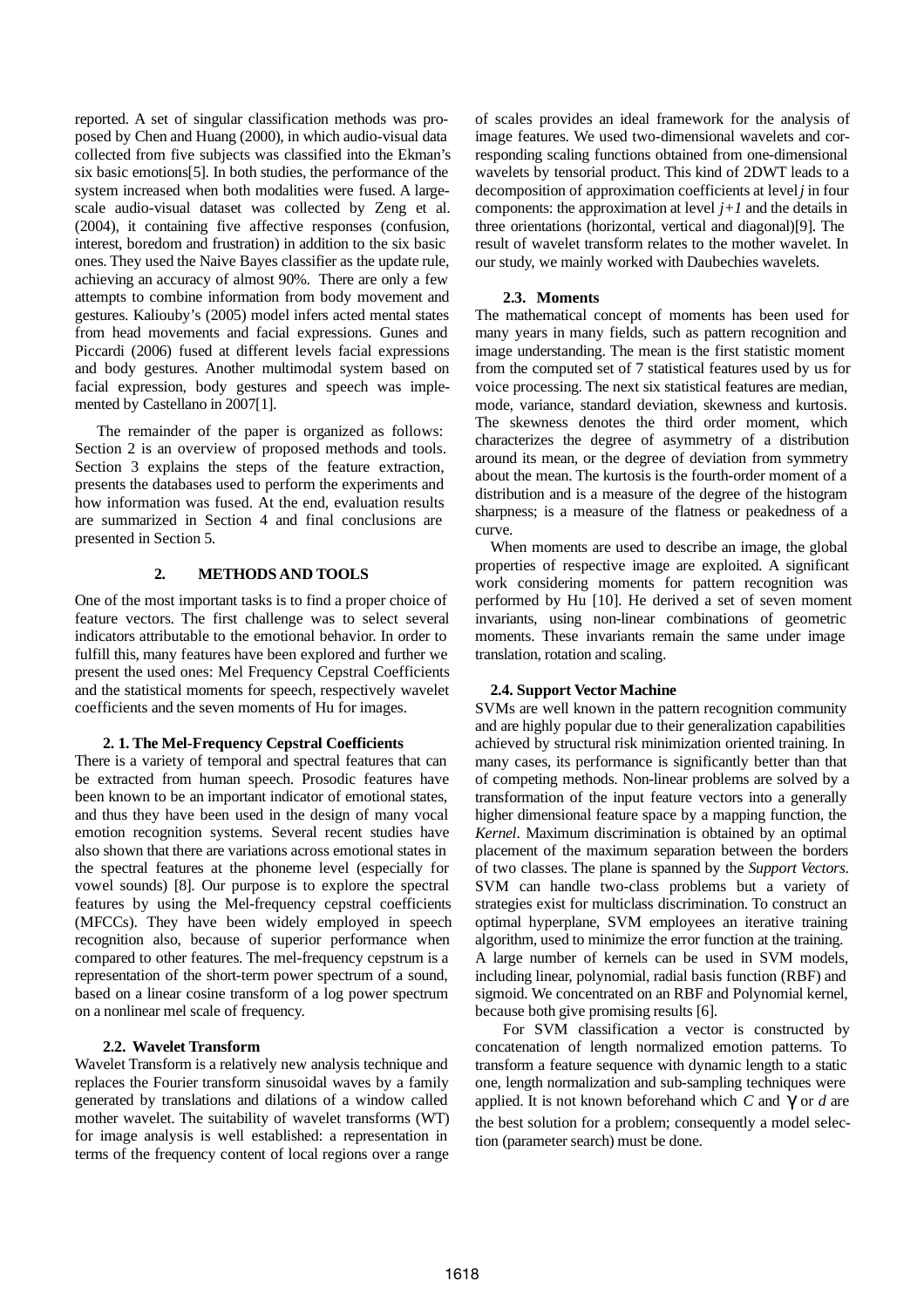reported. A set of singular classification methods was proposed by Chen and Huang (2000), in which audio-visual data collected from five subjects was classified into the Ekman's six basic emotions[5]. In both studies, the performance of the system increased when both modalities were fused. A large-scale audio-visual dataset was collected by Zeng et al. (2004), it containing five affective responses (confusion, interest, boredom and frustration) in addition to the six basic ones. They used the Naive Bayes classifier as the update rule, achieving an accuracy of almost 90%. There are only a few attempts to combine information from body movement and gestures. Kaliouby's (2005) model infers acted mental states from head movements and facial expressions. Gunes and Piccardi (2006) fused at different levels facial expressions and body gestures. Another multimodal system based on facial expression, body gestures and speech was implemented by Castellano in 2007[1].

The remainder of the paper is organized as follows: Section 2 is an overview of proposed methods and tools. Section 3 explains the steps of the feature extraction, presents the databases used to perform the experiments and how information was fused. At the end, evaluation results are summarized in Section 4 and final conclusions are presented in Section 5.

## 2. METHODS AND TOOLS

One of the most important tasks is to find a proper choice of feature vectors. The first challenge was to select several indicators attributable to the emotional behavior. In order to fulfill this, many features have been explored and further we present the used ones: Mel Frequency Cepstral Coefficients and the statistical moments for speech, respectively wavelet coefficients and the seven moments of Hu for images.

### 2. 1. The Mel-Frequency Cepstral Coefficients

There is a variety of temporal and spectral features that can be extracted from human speech. Prosodic features have been known to be an important indicator of emotional states, and thus they have been used in the design of many vocal emotion recognition systems. Several recent studies have also shown that there are variations across emotional states in the spectral features at the phoneme level (especially for vowel sounds) [8]. Our purpose is to explore the spectral features by using the Mel-frequency cepstral coefficients (MFCCs). They have been widely employed in speech recognition also, because of superior performance when compared to other features. The mel-frequency cepstrum is a representation of the short-term power spectrum of a sound, based on a linear cosine transform of a log power spectrum on a nonlinear mel scale of frequency.

### 2.2. Wavelet Transform

Wavelet Transform is a relatively new analysis technique and replaces the Fourier transform sinusoidal waves by a family generated by translations and dilations of a window called mother wavelet. The suitability of wavelet transforms (WT) for image analysis is well established: a representation in terms of the frequency content of local regions over a range of scales provides an ideal framework for the analysis of image features. We used two-dimensional wavelets and corresponding scaling functions obtained from one-dimensional wavelets by tensorial product. This kind of 2DWT leads to a decomposition of approximation coefficients at level $j$ in four components: the approximation at level $j+1$ and the details in three orientations (horizontal, vertical and diagonal)[9]. The result of wavelet transform relates to the mother wavelet. In our study, we mainly worked with Daubechies wavelets.

### 2.3. Moments

The mathematical concept of moments has been used for many years in many fields, such as pattern recognition and image understanding. The mean is the first statistic moment from the computed set of 7 statistical features used by us for voice processing. The next six statistical features are median, mode, variance, standard deviation, skewness and kurtosis. The skewness denotes the third order moment, which characterizes the degree of asymmetry of a distribution around its mean, or the degree of deviation from symmetry about the mean. The kurtosis is the fourth-order moment of a distribution and is a measure of the degree of the histogram sharpness; is a measure of the flatness or peakedness of a curve.

When moments are used to describe an image, the global properties of respective image are exploited. A significant work considering moments for pattern recognition was performed by Hu [10]. He derived a set of seven moment invariants, using non-linear combinations of geometric moments. These invariants remain the same under image translation, rotation and scaling.

### 2.4. Support Vector Machine

SVMs are well known in the pattern recognition community and are highly popular due to their generalization capabilities achieved by structural risk minimization oriented training. In many cases, its performance is significantly better than that of competing methods. Non-linear problems are solved by a transformation of the input feature vectors into a generally higher dimensional feature space by a mapping function, the *Kernel*. Maximum discrimination is obtained by an optimal placement of the maximum separation between the borders of two classes. The plane is spanned by the *Support Vectors*. SVM can handle two-class problems but a variety of strategies exist for multiclass discrimination. To construct an optimal hyperplane, SVM employees an iterative training algorithm, used to minimize the error function at the training. A large number of kernels can be used in SVM models, including linear, polynomial, radial basis function (RBF) and sigmoid. We concentrated on an RBF and Polynomial kernel, because both give promising results [6].

For SVM classification a vector is constructed by concatenation of length normalized emotion patterns. To transform a feature sequence with dynamic length to a static one, length normalization and sub-sampling techniques were applied. It is not known beforehand which $C$ and $\gamma$ or $d$ are the best solution for a problem; consequently a model selection (parameter search) must be done.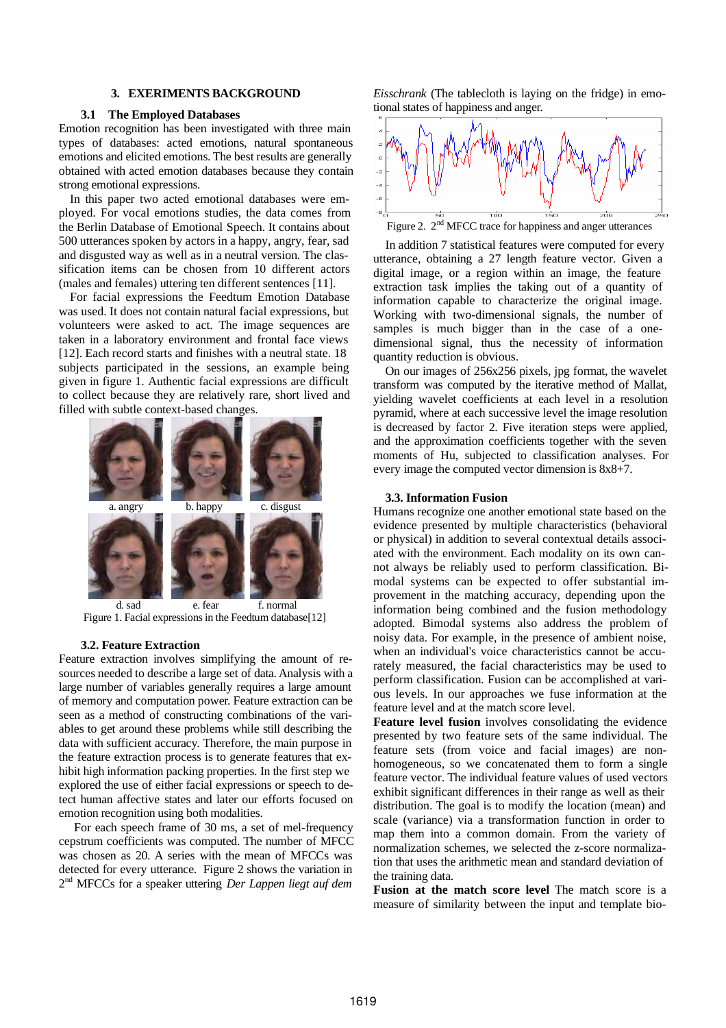## 3. EXERIMENTS BACKGROUND

### 3.1 The Employed Databases

Emotion recognition has been investigated with three main types of databases: acted emotions, natural spontaneous emotions and elicited emotions. The best results are generally obtained with acted emotion databases because they contain strong emotional expressions.

In this paper two acted emotional databases were employed. For vocal emotions studies, the data comes from the Berlin Database of Emotional Speech. It contains about 500 utterances spoken by actors in a happy, angry, fear, sad and disgusted way as well as in a neutral version. The classification items can be chosen from 10 different actors (males and females) uttering ten different sentences [11].

For facial expressions the Feedtum Emotion Database was used. It does not contain natural facial expressions, but volunteers were asked to act. The image sequences are taken in a laboratory environment and frontal face views [12]. Each record starts and finishes with a neutral state. 18 subjects participated in the sessions, an example being given in figure 1. Authentic facial expressions are difficult to collect because they are relatively rare, short lived and filled with subtle context-based changes.

a. angry b. happy c. disgust

d. sad e. fear f. normal

Figure 1. Facial expressions in the Feedtum database[12]

### 3.2. Feature Extraction

Feature extraction involves simplifying the amount of resources needed to describe a large set of data. Analysis with a large number of variables generally requires a large amount of memory and computation power. Feature extraction can be seen as a method of constructing combinations of the variables to get around these problems while still describing the data with sufficient accuracy. Therefore, the main purpose in the feature extraction process is to generate features that exhibit high information packing properties. In the first step we explored the use of either facial expressions or speech to detect human affective states and later our efforts focused on emotion recognition using both modalities.

For each speech frame of 30 ms, a set of mel-frequency cepstrum coefficients was computed. The number of MFCC was chosen as 20. A series with the mean of MFCCs was detected for every utterance. Figure 2 shows the variation in 2nd MFCCs for a speaker uttering *Der Lappen liegt auf dem Eisschrank* (The tablecloth is laying on the fridge) in emotional states of happiness and anger.

Figure 2. 2nd MFCC trace for happiness and anger utterances

In addition 7 statistical features were computed for every utterance, obtaining a 27 length feature vector. Given a digital image, or a region within an image, the feature extraction task implies the taking out of a quantity of information capable to characterize the original image. Working with two-dimensional signals, the number of samples is much bigger than in the case of a one-dimensional signal, thus the necessity of information quantity reduction is obvious.

On our images of 256x256 pixels, jpg format, the wavelet transform was computed by the iterative method of Mallat, yielding wavelet coefficients at each level in a resolution pyramid, where at each successive level the image resolution is decreased by factor 2. Five iteration steps were applied, and the approximation coefficients together with the seven moments of Hu, subjected to classification analyses. For every image the computed vector dimension is 8x8+7.

### 3.3. Information Fusion

Humans recognize one another emotional state based on the evidence presented by multiple characteristics (behavioral or physical) in addition to several contextual details associated with the environment. Each modality on its own cannot always be reliably used to perform classification. Bimodal systems can be expected to offer substantial improvement in the matching accuracy, depending upon the information being combined and the fusion methodology adopted. Bimodal systems also address the problem of noisy data. For example, in the presence of ambient noise, when an individual's voice characteristics cannot be accurately measured, the facial characteristics may be used to perform classification. Fusion can be accomplished at various levels. In our approaches we fuse information at the feature level and at the match score level.

**Feature level fusion** involves consolidating the evidence presented by two feature sets of the same individual. The feature sets (from voice and facial images) are non-homogeneous, so we concatenated them to form a single feature vector. The individual feature values of used vectors exhibit significant differences in their range as well as their distribution. The goal is to modify the location (mean) and scale (variance) via a transformation function in order to map them into a common domain. From the variety of normalization schemes, we selected the z-score normalization that uses the arithmetic mean and standard deviation of the training data.

**Fusion at the match score level** The match score is a measure of similarity between the input and template bio-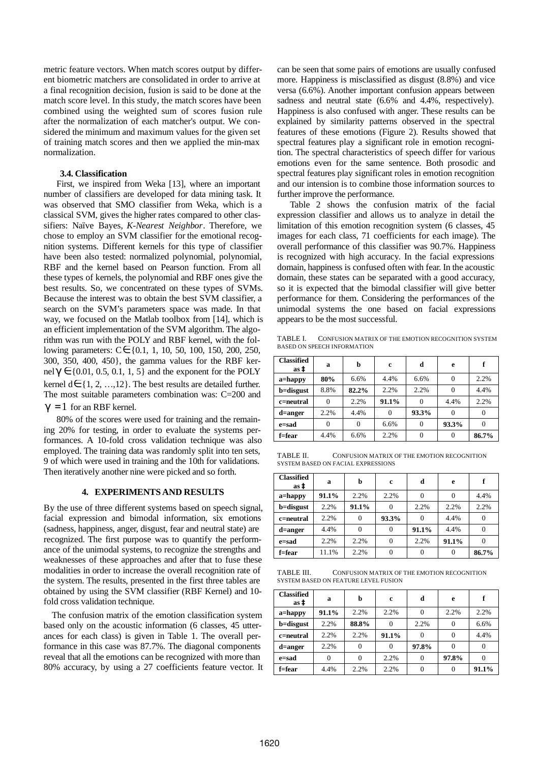metric feature vectors. When match scores output by different biometric matchers are consolidated in order to arrive at a final recognition decision, fusion is said to be done at the match score level. In this study, the match scores have been combined using the weighted sum of scores fusion rule after the normalization of each matcher's output. We considered the minimum and maximum values for the given set of training match scores and then we applied the min-max normalization.

### 3.4. Classification

First, we inspired from Weka [13], where an important number of classifiers are developed for data mining task. It was observed that SMO classifier from Weka, which is a classical SVM, gives the higher rates compared to other classifiers: Naïve Bayes, *K-Nearest Neighbor*. Therefore, we chose to employ an SVM classifier for the emotional recognition systems. Different kernels for this type of classifier have been also tested: normalized polynomial, polynomial, RBF and the kernel based on Pearson function. From all these types of kernels, the polynomial and RBF ones give the best results. So, we concentrated on these types of SVMs. Because the interest was to obtain the best SVM classifier, a search on the SVM's parameters space was made. In that way, we focused on the Matlab toolbox from [14], which is an efficient implementation of the SVM algorithm. The algorithm was run with the POLY and RBF kernel, with the following parameters: $C \in \{0.1, 1, 10, 50, 100, 150, 200, 250, 300, 350, 400, 450\}$, the gamma values for the RBF kernel $\gamma \in \{0.01, 0.5, 0.1, 1, 5\}$ and the exponent for the POLY kernel $d \in \{1, 2, \ldots, 12\}$. The best results are detailed further. The most suitable parameters combination was: C=200 and $\gamma = 1$ for an RBF kernel.

80% of the scores were used for training and the remaining 20% for testing, in order to evaluate the systems performances. A 10-fold cross validation technique was also employed. The training data was randomly split into ten sets, 9 of which were used in training and the 10th for validations. Then iteratively another nine were picked and so forth.

## 4. EXPERIMENTS AND RESULTS

By the use of three different systems based on speech signal, facial expression and bimodal information, six emotions (sadness, happiness, anger, disgust, fear and neutral state) are recognized. The first purpose was to quantify the performance of the unimodal systems, to recognize the strengths and weaknesses of these approaches and after that to fuse these modalities in order to increase the overall recognition rate of the system. The results, presented in the first three tables are obtained by using the SVM classifier (RBF Kernel) and 10-fold cross validation technique.

The confusion matrix of the emotion classification system based only on the acoustic information (6 classes, 45 utterances for each class) is given in Table 1. The overall performance in this case was 87.7%. The diagonal components reveal that all the emotions can be recognized with more than 80% accuracy, by using a 27 coefficients feature vector. It can be seen that some pairs of emotions are usually confused more. Happiness is misclassified as disgust (8.8%) and vice versa (6.6%). Another important confusion appears between sadness and neutral state (6.6% and 4.4%, respectively). Happiness is also confused with anger. These results can be explained by similarity patterns observed in the spectral features of these emotions (Figure 2). Results showed that spectral features play a significant role in emotion recognition. The spectral characteristics of speech differ for various emotions even for the same sentence. Both prosodic and spectral features play significant roles in emotion recognition and our intension is to combine those information sources to further improve the performance.

Table 2 shows the confusion matrix of the facial expression classifier and allows us to analyze in detail the limitation of this emotion recognition system (6 classes, 45 images for each class, 71 coefficients for each image). The overall performance of this classifier was 90.7%. Happiness is recognized with high accuracy. In the facial expressions domain, happiness is confused often with fear. In the acoustic domain, these states can be separated with a good accuracy, so it is expected that the bimodal classifier will give better performance for them. Considering the performances of the unimodal systems the one based on facial expressions appears to be the most successful.

TABLE I. CONFUSION MATRIX OF THE EMOTION RECOGNITION SYSTEM BASED ON SPEECH INFORMATION

| Classified as ‡ | a | b | c | d | e | f |
|---|---|---|---|---|---|---|
| a=happy | **80%** | 6.6% | 4.4% | 6.6% | 0 | 2.2% |
| b=disgust | 8.8% | **82.2%** | 2.2% | 2.2% | 0 | 4.4% |
| c=neutral | 0 | 2.2% | **91.1%** | 0 | 4.4% | 2.2% |
| d=anger | 2.2% | 4.4% | 0 | **93.3%** | 0 | 0 |
| e=sad | 0 | 0 | 6.6% | 0 | **93.3%** | 0 |
| f=fear | 4.4% | 6.6% | 2.2% | 0 | 0 | **86.7%** |

TABLE II. CONFUSION MATRIX OF THE EMOTION RECOGNITION SYSTEM BASED ON FACIAL EXPRESSIONS

| Classified as ‡ | a | b | c | d | e | f |
|---|---|---|---|---|---|---|
| a=happy | **91.1%** | 2.2% | 2.2% | 0 | 0 | 4.4% |
| b=disgust | 2.2% | **91.1%** | 0 | 2.2% | 2.2% | 2.2% |
| c=neutral | 2.2% | 0 | **93.3%** | 0 | 4.4% | 0 |
| d=anger | 4.4% | 0 | 0 | **91.1%** | 4.4% | 0 |
| e=sad | 2.2% | 2.2% | 0 | 2.2% | **91.1%** | 0 |
| f=fear | 11.1% | 2.2% | 0 | 0 | 0 | **86.7%** |

TABLE III. CONFUSION MATRIX OF THE EMOTION RECOGNITION SYSTEM BASED ON FEATURE LEVEL FUSION

| Classified as ‡ | a | b | c | d | e | f |
|---|---|---|---|---|---|---|
| a=happy | **91.1%** | 2.2% | 2.2% | 0 | 2.2% | 2.2% |
| b=disgust | 2.2% | **88.8%** | 0 | 2.2% | 0 | 6.6% |
| c=neutral | 2.2% | 2.2% | **91.1%** | 0 | 0 | 4.4% |
| d=anger | 2.2% | 0 | 0 | **97.8%** | 0 | 0 |
| e=sad | 0 | 0 | 2.2% | 0 | **97.8%** | 0 |
| f=fear | 4.4% | 2.2% | 2.2% | 0 | 0 | **91.1%** |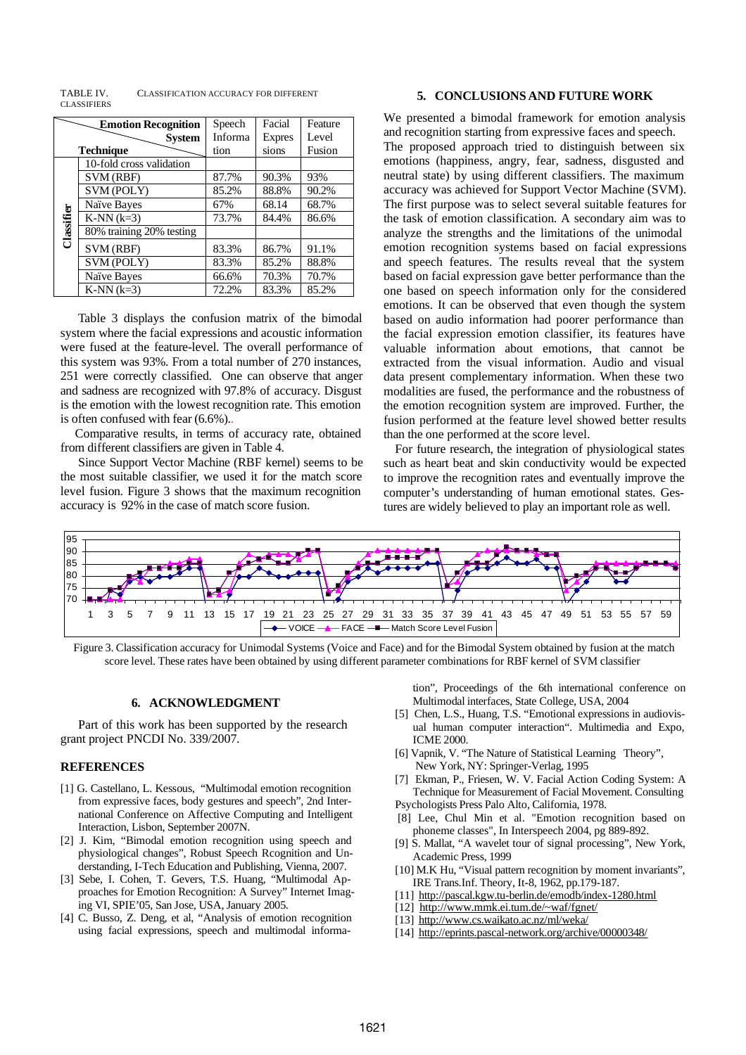TABLE IV. CLASSIFICATION ACCURACY FOR DIFFERENT CLASSIFIERS

| | Emotion Recognition System / Technique | Speech Information | Facial Expressions | Feature Level Fusion |
|---|---|---|---|---|
| Classifier | 10-fold cross validation | | | |
| | SVM (RBF) | 87.7% | 90.3% | 93% |
| | SVM (POLY) | 85.2% | 88.8% | 90.2% |
| | Naïve Bayes | 67% | 68.14 | 68.7% |
| | K-NN (k=3) | 73.7% | 84.4% | 86.6% |
| | 80% training 20% testing | | | |
| | SVM (RBF) | 83.3% | 86.7% | 91.1% |
| | SVM (POLY) | 83.3% | 85.2% | 88.8% |
| | Naïve Bayes | 66.6% | 70.3% | 70.7% |
| | K-NN (k=3) | 72.2% | 83.3% | 85.2% |

Table 3 displays the confusion matrix of the bimodal system where the facial expressions and acoustic information were fused at the feature-level. The overall performance of this system was 93%. From a total number of 270 instances, 251 were correctly classified. One can observe that anger and sadness are recognized with 97.8% of accuracy. Disgust is the emotion with the lowest recognition rate. This emotion is often confused with fear (6.6%).

Comparative results, in terms of accuracy rate, obtained from different classifiers are given in Table 4.

Since Support Vector Machine (RBF kernel) seems to be the most suitable classifier, we used it for the match score level fusion. Figure 3 shows that the maximum recognition accuracy is 92% in the case of match score fusion.

## 5. CONCLUSIONS AND FUTURE WORK

We presented a bimodal framework for emotion analysis and recognition starting from expressive faces and speech. The proposed approach tried to distinguish between six emotions (happiness, angry, fear, sadness, disgusted and neutral state) by using different classifiers. The maximum accuracy was achieved for Support Vector Machine (SVM). The first purpose was to select several suitable features for the task of emotion classification. A secondary aim was to analyze the strengths and the limitations of the unimodal emotion recognition systems based on facial expressions and speech features. The results reveal that the system based on facial expression gave better performance than the one based on speech information only for the considered emotions. It can be observed that even though the system based on audio information had poorer performance than the facial expression emotion classifier, its features have valuable information about emotions, that cannot be extracted from the visual information. Audio and visual data present complementary information. When these two modalities are fused, the performance and the robustness of the emotion recognition system are improved. Further, the fusion performed at the feature level showed better results than the one performed at the score level.

For future research, the integration of physiological states such as heart beat and skin conductivity would be expected to improve the recognition rates and eventually improve the computer's understanding of human emotional states. Gestures are widely believed to play an important role as well.

95
90
85
80
75
70
1 3 5 7 9 11 13 15 17 19 21 23 25 27 29 31 33 35 37 39 41 43 45 47 49 51 53 55 57 59
VOICE FACE Match Score Level Fusion

Figure 3. Classification accuracy for Unimodal Systems (Voice and Face) and for the Bimodal System obtained by fusion at the match score level. These rates have been obtained by using different parameter combinations for RBF kernel of SVM classifier

## 6. ACKNOWLEDGMENT

Part of this work has been supported by the research grant project PNCDI No. 339/2007.

## REFERENCES

[1] G. Castellano, L. Kessous, "Multimodal emotion recognition from expressive faces, body gestures and speech", 2nd International Conference on Affective Computing and Intelligent Interaction, Lisbon, September 2007N.

[2] J. Kim, "Bimodal emotion recognition using speech and physiological changes", Robust Speech Rcognition and Understanding, I-Tech Education and Publishing, Vienna, 2007.

[3] Sebe, I. Cohen, T. Gevers, T.S. Huang, "Multimodal Approaches for Emotion Recognition: A Survey" Internet Imaging VI, SPIE'05, San Jose, USA, January 2005.

[4] C. Busso, Z. Deng, et al, "Analysis of emotion recognition using facial expressions, speech and multimodal information", Proceedings of the 6th international conference on Multimodal interfaces, State College, USA, 2004

[5] Chen, L.S., Huang, T.S. "Emotional expressions in audiovisual human computer interaction". Multimedia and Expo, ICME 2000.

[6] Vapnik, V. "The Nature of Statistical Learning Theory", New York, NY: Springer-Verlag, 1995

[7] Ekman, P., Friesen, W. V. Facial Action Coding System: A Technique for Measurement of Facial Movement. Consulting Psychologists Press Palo Alto, California, 1978.

[8] Lee, Chul Min et al. "Emotion recognition based on phoneme classes", In Interspeech 2004, pg 889-892.

[9] S. Mallat, "A wavelet tour of signal processing", New York, Academic Press, 1999

[10] M.K Hu, "Visual pattern recognition by moment invariants", IRE Trans.Inf. Theory, It-8, 1962, pp.179-187.

[11] http://pascal.kgw.tu-berlin.de/emodb/index-1280.html

[12] http://www.mmk.ei.tum.de/~waf/fgnet/

[13] http://www.cs.waikato.ac.nz/ml/weka/

[14] http://eprints.pascal-network.org/archive/00000348/